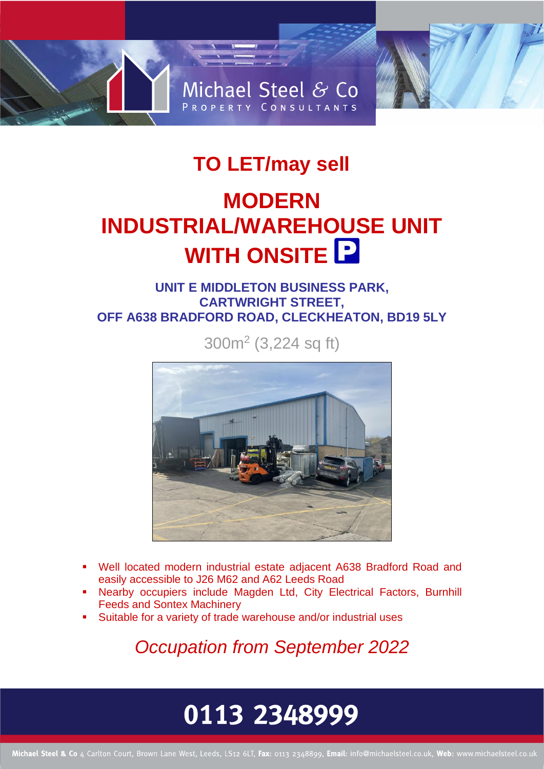Michael Steel & Co
PROPERTY CONSULTANTS

# TO LET/may sell

# MODERN INDUSTRIAL/WAREHOUSE UNIT WITH ONSITE P

## UNIT E MIDDLETON BUSINESS PARK, CARTWRIGHT STREET, OFF A638 BRADFORD ROAD, CLECKHEATON, BD19 5LY

300m$^2$ (3,224 sq ft)

- Well located modern industrial estate adjacent A638 Bradford Road and easily accessible to J26 M62 and A62 Leeds Road
- Nearby occupiers include Magden Ltd, City Electrical Factors, Burnhill Feeds and Sontex Machinery
- Suitable for a variety of trade warehouse and/or industrial uses

*Occupation from September 2022*

**0113 2348999**

**Michael Steel & Co** 4 Carlton Court, Brown Lane West, Leeds, LS12 6LT, **Fax:** 0113 2348899, **Email:** info@michaelsteel.co.uk, **Web:** www.michaelsteel.co.uk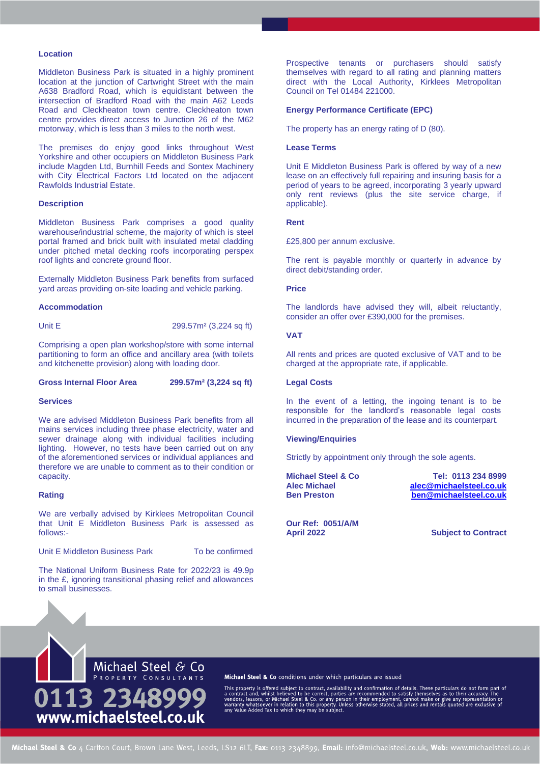### Location

Middleton Business Park is situated in a highly prominent location at the junction of Cartwright Street with the main A638 Bradford Road, which is equidistant between the intersection of Bradford Road with the main A62 Leeds Road and Cleckheaton town centre. Cleckheaton town centre provides direct access to Junction 26 of the M62 motorway, which is less than 3 miles to the north west.

The premises do enjoy good links throughout West Yorkshire and other occupiers on Middleton Business Park include Magden Ltd, Burnhill Feeds and Sontex Machinery with City Electrical Factors Ltd located on the adjacent Rawfolds Industrial Estate.

### Description

Middleton Business Park comprises a good quality warehouse/industrial scheme, the majority of which is steel portal framed and brick built with insulated metal cladding under pitched metal decking roofs incorporating perspex roof lights and concrete ground floor.

Externally Middleton Business Park benefits from surfaced yard areas providing on-site loading and vehicle parking.

### Accommodation

| | |
|---|---|
| Unit E | 299.57m² (3,224 sq ft) |

Comprising a open plan workshop/store with some internal partitioning to form an office and ancillary area (with toilets and kitchenette provision) along with loading door.

| | |
|---|---|
| **Gross Internal Floor Area** | **299.57m² (3,224 sq ft)** |

### Services

We are advised Middleton Business Park benefits from all mains services including three phase electricity, water and sewer drainage along with individual facilities including lighting. However, no tests have been carried out on any of the aforementioned services or individual appliances and therefore we are unable to comment as to their condition or capacity.

### Rating

We are verbally advised by Kirklees Metropolitan Council that Unit E Middleton Business Park is assessed as follows:-

| | |
|---|---|
| Unit E Middleton Business Park | To be confirmed |

The National Uniform Business Rate for 2022/23 is 49.9p in the £, ignoring transitional phasing relief and allowances to small businesses.

Prospective tenants or purchasers should satisfy themselves with regard to all rating and planning matters direct with the Local Authority, Kirklees Metropolitan Council on Tel 01484 221000.

### Energy Performance Certificate (EPC)

The property has an energy rating of D (80).

### Lease Terms

Unit E Middleton Business Park is offered by way of a new lease on an effectively full repairing and insuring basis for a period of years to be agreed, incorporating 3 yearly upward only rent reviews (plus the site service charge, if applicable).

### Rent

£25,800 per annum exclusive.

The rent is payable monthly or quarterly in advance by direct debit/standing order.

### Price

The landlords have advised they will, albeit reluctantly, consider an offer over £390,000 for the premises.

### VAT

All rents and prices are quoted exclusive of VAT and to be charged at the appropriate rate, if applicable.

### Legal Costs

In the event of a letting, the ingoing tenant is to be responsible for the landlord's reasonable legal costs incurred in the preparation of the lease and its counterpart.

### Viewing/Enquiries

Strictly by appointment only through the sole agents.

| | |
|---|---|
| **Michael Steel & Co** | **Tel: 0113 234 8999** |
| **Alec Michael** | **alec@michaelsteel.co.uk** |
| **Ben Preston** | **ben@michaelsteel.co.uk** |

**Our Ref: 0051/A/M**
**April 2022** **Subject to Contract**

Michael Steel & Co
PROPERTY CONSULTANTS
0113 2348999
www.michaelsteel.co.uk

**Michael Steel & Co** conditions under which particulars are issued

This property is offered subject to contract, availability and confirmation of details. These particulars do not form part of a contract and, whilst believed to be correct, parties are recommended to satisfy themselves as to their accuracy. The vendors, lessors, or Michael Steel & Co. or any person in their employment, cannot make or give any representation or warranty whatsoever in relation to this property. Unless otherwise stated, all prices and rentals quoted are exclusive of any Value Added Tax to which they may be subject.

**Michael Steel & Co** 4 Carlton Court, Brown Lane West, Leeds, LS12 6LT, **Fax:** 0113 2348899, **Email:** info@michaelsteel.co.uk, **Web:** www.michaelsteel.co.uk